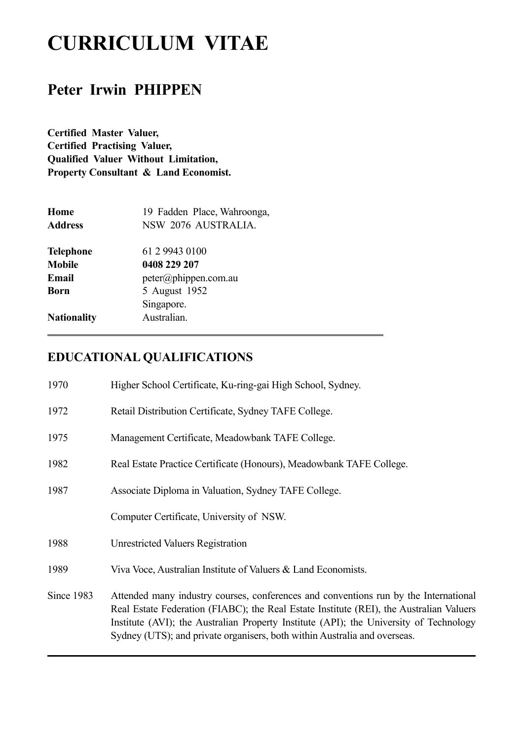# CURRICULUM VITAE

## Peter Irwin PHIPPEN

**Certified Master Valuer,**
**Certified Practising Valuer,**
**Qualified Valuer Without Limitation,**
**Property Consultant & Land Economist.**

| | |
|---|---|
| **Home Address** | 19 Fadden Place, Wahroonga, NSW 2076 AUSTRALIA. |
| **Telephone** | 61 2 9943 0100 |
| **Mobile** | **0408 229 207** |
| **Email** | peter@phippen.com.au |
| **Born** | 5 August 1952 Singapore. |
| **Nationality** | Australian. |

---

## EDUCATIONAL QUALIFICATIONS

| | |
|---|---|
| 1970 | Higher School Certificate, Ku-ring-gai High School, Sydney. |
| 1972 | Retail Distribution Certificate, Sydney TAFE College. |
| 1975 | Management Certificate, Meadowbank TAFE College. |
| 1982 | Real Estate Practice Certificate (Honours), Meadowbank TAFE College. |
| 1987 | Associate Diploma in Valuation, Sydney TAFE College. |
| | Computer Certificate, University of NSW. |
| 1988 | Unrestricted Valuers Registration |
| 1989 | Viva Voce, Australian Institute of Valuers & Land Economists. |
| Since 1983 | Attended many industry courses, conferences and conventions run by the International Real Estate Federation (FIABC); the Real Estate Institute (REI), the Australian Valuers Institute (AVI); the Australian Property Institute (API); the University of Technology Sydney (UTS); and private organisers, both within Australia and overseas. |

---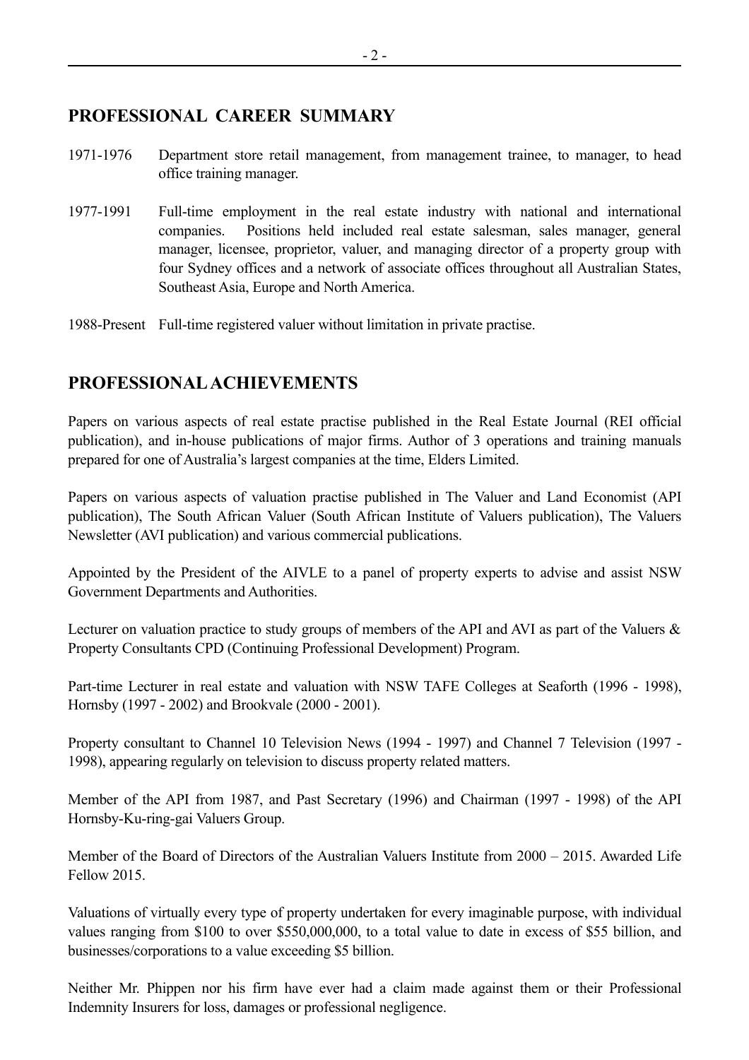## PROFESSIONAL CAREER SUMMARY

1971-1976 Department store retail management, from management trainee, to manager, to head office training manager.

1977-1991 Full-time employment in the real estate industry with national and international companies. Positions held included real estate salesman, sales manager, general manager, licensee, proprietor, valuer, and managing director of a property group with four Sydney offices and a network of associate offices throughout all Australian States, Southeast Asia, Europe and North America.

1988-Present Full-time registered valuer without limitation in private practise.

## PROFESSIONAL ACHIEVEMENTS

Papers on various aspects of real estate practise published in the Real Estate Journal (REI official publication), and in-house publications of major firms. Author of 3 operations and training manuals prepared for one of Australia's largest companies at the time, Elders Limited.

Papers on various aspects of valuation practise published in The Valuer and Land Economist (API publication), The South African Valuer (South African Institute of Valuers publication), The Valuers Newsletter (AVI publication) and various commercial publications.

Appointed by the President of the AIVLE to a panel of property experts to advise and assist NSW Government Departments and Authorities.

Lecturer on valuation practice to study groups of members of the API and AVI as part of the Valuers & Property Consultants CPD (Continuing Professional Development) Program.

Part-time Lecturer in real estate and valuation with NSW TAFE Colleges at Seaforth (1996 - 1998), Hornsby (1997 - 2002) and Brookvale (2000 - 2001).

Property consultant to Channel 10 Television News (1994 - 1997) and Channel 7 Television (1997 - 1998), appearing regularly on television to discuss property related matters.

Member of the API from 1987, and Past Secretary (1996) and Chairman (1997 - 1998) of the API Hornsby-Ku-ring-gai Valuers Group.

Member of the Board of Directors of the Australian Valuers Institute from 2000 – 2015. Awarded Life Fellow 2015.

Valuations of virtually every type of property undertaken for every imaginable purpose, with individual values ranging from $100 to over $550,000,000, to a total value to date in excess of $55 billion, and businesses/corporations to a value exceeding $5 billion.

Neither Mr. Phippen nor his firm have ever had a claim made against them or their Professional Indemnity Insurers for loss, damages or professional negligence.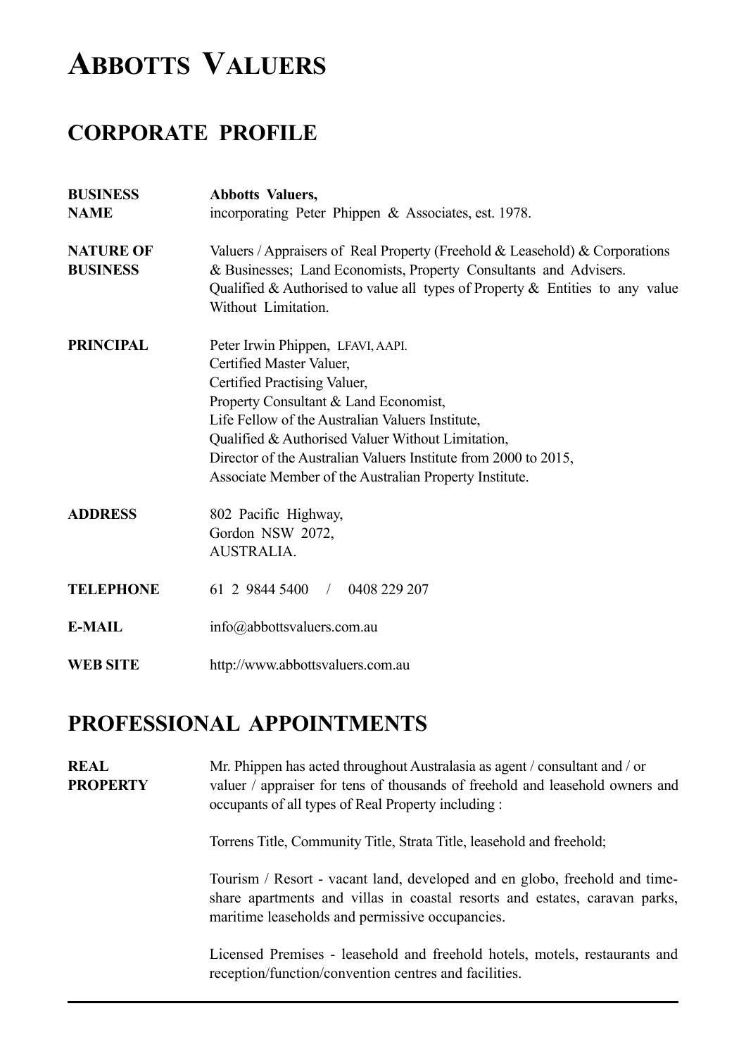# Abbotts Valuers

## CORPORATE PROFILE

| | |
|---|---|
| **BUSINESS NAME** | **Abbotts Valuers,** incorporating Peter Phippen & Associates, est. 1978. |
| **NATURE OF BUSINESS** | Valuers / Appraisers of Real Property (Freehold & Leasehold) & Corporations & Businesses; Land Economists, Property Consultants and Advisers. Qualified & Authorised to value all types of Property & Entities to any value Without Limitation. |
| **PRINCIPAL** | Peter Irwin Phippen, LFAVI, AAPI.<br>Certified Master Valuer,<br>Certified Practising Valuer,<br>Property Consultant & Land Economist,<br>Life Fellow of the Australian Valuers Institute,<br>Qualified & Authorised Valuer Without Limitation,<br>Director of the Australian Valuers Institute from 2000 to 2015,<br>Associate Member of the Australian Property Institute. |
| **ADDRESS** | 802 Pacific Highway,<br>Gordon NSW 2072,<br>AUSTRALIA. |
| **TELEPHONE** | 61 2 9844 5400 / 0408 229 207 |
| **E-MAIL** | info@abbottsvaluers.com.au |
| **WEB SITE** | http://www.abbottsvaluers.com.au |

## PROFESSIONAL APPOINTMENTS

**REAL PROPERTY**

Mr. Phippen has acted throughout Australasia as agent / consultant and / or valuer / appraiser for tens of thousands of freehold and leasehold owners and occupants of all types of Real Property including :

Torrens Title, Community Title, Strata Title, leasehold and freehold;

Tourism / Resort - vacant land, developed and en globo, freehold and time-share apartments and villas in coastal resorts and estates, caravan parks, maritime leaseholds and permissive occupancies.

Licensed Premises - leasehold and freehold hotels, motels, restaurants and reception/function/convention centres and facilities.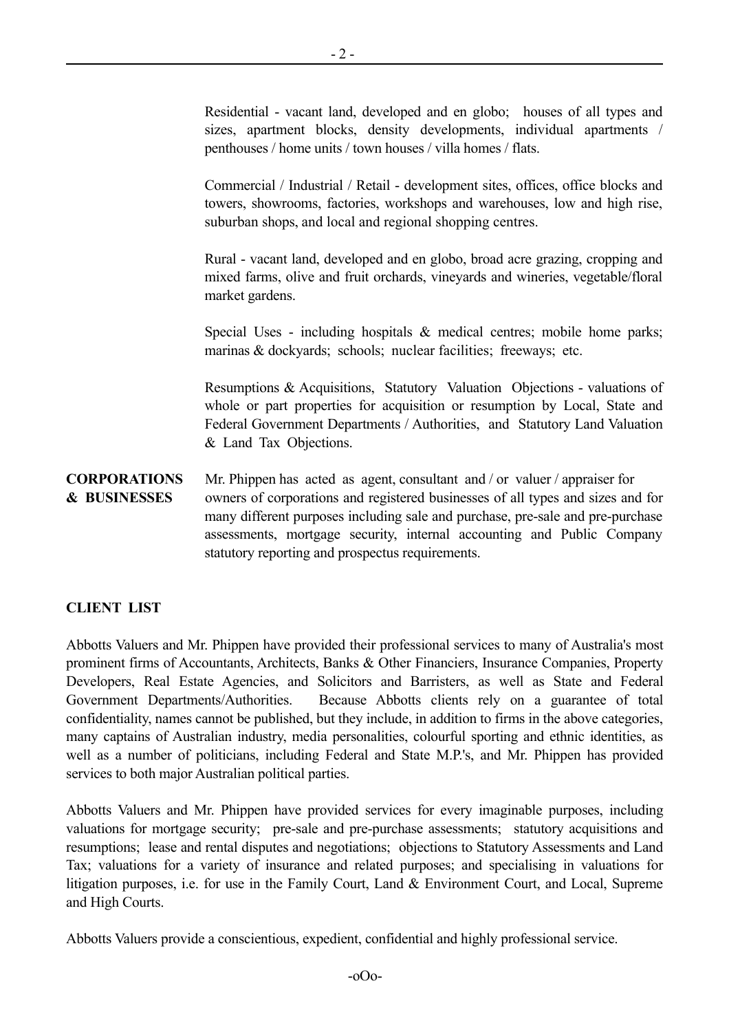Residential - vacant land, developed and en globo; houses of all types and sizes, apartment blocks, density developments, individual apartments / penthouses / home units / town houses / villa homes / flats.

Commercial / Industrial / Retail - development sites, offices, office blocks and towers, showrooms, factories, workshops and warehouses, low and high rise, suburban shops, and local and regional shopping centres.

Rural - vacant land, developed and en globo, broad acre grazing, cropping and mixed farms, olive and fruit orchards, vineyards and wineries, vegetable/floral market gardens.

Special Uses - including hospitals & medical centres; mobile home parks; marinas & dockyards; schools; nuclear facilities; freeways; etc.

Resumptions & Acquisitions, Statutory Valuation Objections - valuations of whole or part properties for acquisition or resumption by Local, State and Federal Government Departments / Authorities, and Statutory Land Valuation & Land Tax Objections.

**CORPORATIONS & BUSINESSES**

Mr. Phippen has acted as agent, consultant and / or valuer / appraiser for owners of corporations and registered businesses of all types and sizes and for many different purposes including sale and purchase, pre-sale and pre-purchase assessments, mortgage security, internal accounting and Public Company statutory reporting and prospectus requirements.

## CLIENT LIST

Abbotts Valuers and Mr. Phippen have provided their professional services to many of Australia's most prominent firms of Accountants, Architects, Banks & Other Financiers, Insurance Companies, Property Developers, Real Estate Agencies, and Solicitors and Barristers, as well as State and Federal Government Departments/Authorities. Because Abbotts clients rely on a guarantee of total confidentiality, names cannot be published, but they include, in addition to firms in the above categories, many captains of Australian industry, media personalities, colourful sporting and ethnic identities, as well as a number of politicians, including Federal and State M.P.'s, and Mr. Phippen has provided services to both major Australian political parties.

Abbotts Valuers and Mr. Phippen have provided services for every imaginable purposes, including valuations for mortgage security; pre-sale and pre-purchase assessments; statutory acquisitions and resumptions; lease and rental disputes and negotiations; objections to Statutory Assessments and Land Tax; valuations for a variety of insurance and related purposes; and specialising in valuations for litigation purposes, i.e. for use in the Family Court, Land & Environment Court, and Local, Supreme and High Courts.

Abbotts Valuers provide a conscientious, expedient, confidential and highly professional service.

-oOo-